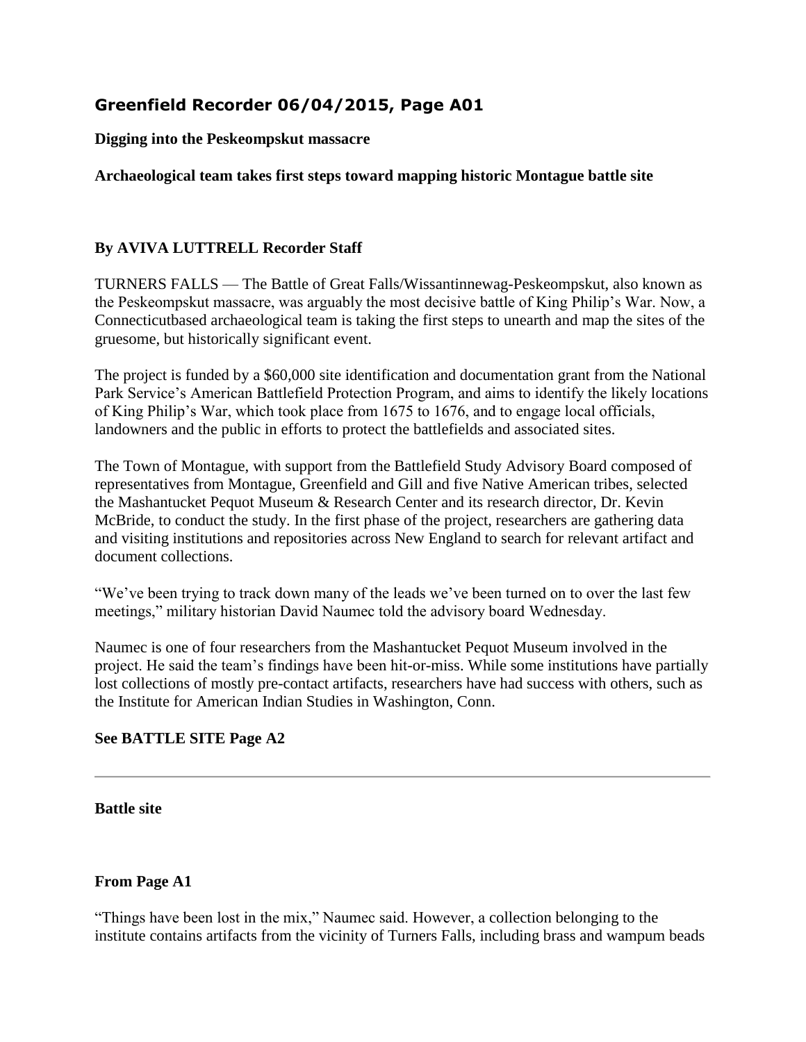## Greenfield Recorder 06/04/2015, Page A01

**Digging into the Peskeompskut massacre**

**Archaeological team takes first steps toward mapping historic Montague battle site**

**By AVIVA LUTTRELL Recorder Staff**

TURNERS FALLS — The Battle of Great Falls/Wissantinnewag-Peskeompskut, also known as the Peskeompskut massacre, was arguably the most decisive battle of King Philip's War. Now, a Connecticutbased archaeological team is taking the first steps to unearth and map the sites of the gruesome, but historically significant event.

The project is funded by a $60,000 site identification and documentation grant from the National Park Service's American Battlefield Protection Program, and aims to identify the likely locations of King Philip's War, which took place from 1675 to 1676, and to engage local officials, landowners and the public in efforts to protect the battlefields and associated sites.

The Town of Montague, with support from the Battlefield Study Advisory Board composed of representatives from Montague, Greenfield and Gill and five Native American tribes, selected the Mashantucket Pequot Museum & Research Center and its research director, Dr. Kevin McBride, to conduct the study. In the first phase of the project, researchers are gathering data and visiting institutions and repositories across New England to search for relevant artifact and document collections.

"We've been trying to track down many of the leads we've been turned on to over the last few meetings," military historian David Naumec told the advisory board Wednesday.

Naumec is one of four researchers from the Mashantucket Pequot Museum involved in the project. He said the team's findings have been hit-or-miss. While some institutions have partially lost collections of mostly pre-contact artifacts, researchers have had success with others, such as the Institute for American Indian Studies in Washington, Conn.

**See BATTLE SITE Page A2**

---

**Battle site**

**From Page A1**

"Things have been lost in the mix," Naumec said. However, a collection belonging to the institute contains artifacts from the vicinity of Turners Falls, including brass and wampum beads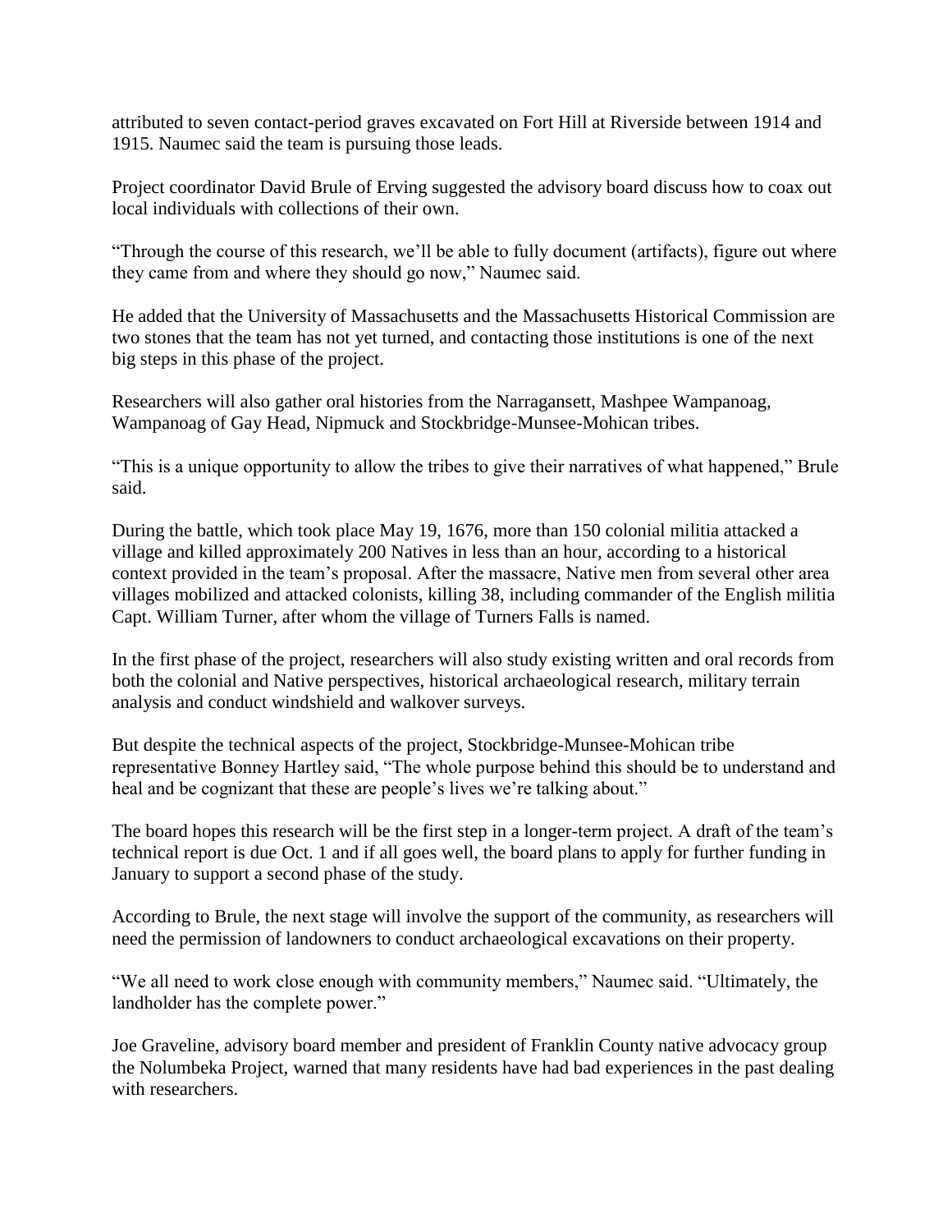attributed to seven contact-period graves excavated on Fort Hill at Riverside between 1914 and 1915. Naumec said the team is pursuing those leads.

Project coordinator David Brule of Erving suggested the advisory board discuss how to coax out local individuals with collections of their own.

"Through the course of this research, we'll be able to fully document (artifacts), figure out where they came from and where they should go now," Naumec said.

He added that the University of Massachusetts and the Massachusetts Historical Commission are two stones that the team has not yet turned, and contacting those institutions is one of the next big steps in this phase of the project.

Researchers will also gather oral histories from the Narragansett, Mashpee Wampanoag, Wampanoag of Gay Head, Nipmuck and Stockbridge-Munsee-Mohican tribes.

"This is a unique opportunity to allow the tribes to give their narratives of what happened," Brule said.

During the battle, which took place May 19, 1676, more than 150 colonial militia attacked a village and killed approximately 200 Natives in less than an hour, according to a historical context provided in the team's proposal. After the massacre, Native men from several other area villages mobilized and attacked colonists, killing 38, including commander of the English militia Capt. William Turner, after whom the village of Turners Falls is named.

In the first phase of the project, researchers will also study existing written and oral records from both the colonial and Native perspectives, historical archaeological research, military terrain analysis and conduct windshield and walkover surveys.

But despite the technical aspects of the project, Stockbridge-Munsee-Mohican tribe representative Bonney Hartley said, "The whole purpose behind this should be to understand and heal and be cognizant that these are people's lives we're talking about."

The board hopes this research will be the first step in a longer-term project. A draft of the team's technical report is due Oct. 1 and if all goes well, the board plans to apply for further funding in January to support a second phase of the study.

According to Brule, the next stage will involve the support of the community, as researchers will need the permission of landowners to conduct archaeological excavations on their property.

"We all need to work close enough with community members," Naumec said. "Ultimately, the landholder has the complete power."

Joe Graveline, advisory board member and president of Franklin County native advocacy group the Nolumbeka Project, warned that many residents have had bad experiences in the past dealing with researchers.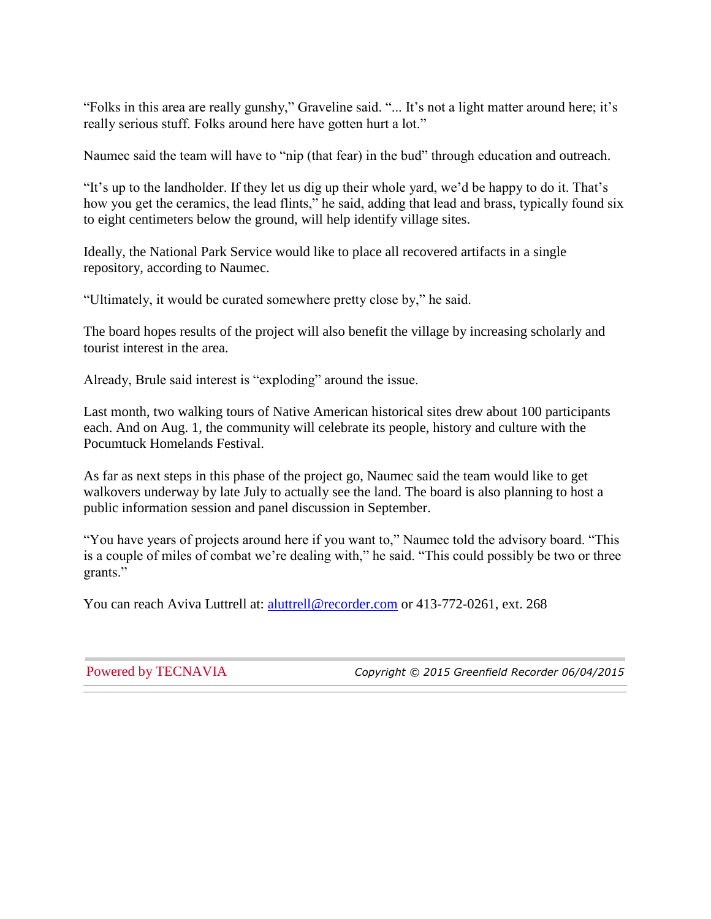"Folks in this area are really gunshy," Graveline said. "... It's not a light matter around here; it's really serious stuff. Folks around here have gotten hurt a lot."

Naumec said the team will have to "nip (that fear) in the bud" through education and outreach.

"It's up to the landholder. If they let us dig up their whole yard, we'd be happy to do it. That's how you get the ceramics, the lead flints," he said, adding that lead and brass, typically found six to eight centimeters below the ground, will help identify village sites.

Ideally, the National Park Service would like to place all recovered artifacts in a single repository, according to Naumec.

"Ultimately, it would be curated somewhere pretty close by," he said.

The board hopes results of the project will also benefit the village by increasing scholarly and tourist interest in the area.

Already, Brule said interest is "exploding" around the issue.

Last month, two walking tours of Native American historical sites drew about 100 participants each. And on Aug. 1, the community will celebrate its people, history and culture with the Pocumtuck Homelands Festival.

As far as next steps in this phase of the project go, Naumec said the team would like to get walkovers underway by late July to actually see the land. The board is also planning to host a public information session and panel discussion in September.

"You have years of projects around here if you want to," Naumec told the advisory board. "This is a couple of miles of combat we're dealing with," he said. "This could possibly be two or three grants."

You can reach Aviva Luttrell at: aluttrell@recorder.com or 413-772-0261, ext. 268

Powered by TECNAVIA

*Copyright © 2015 Greenfield Recorder 06/04/2015*